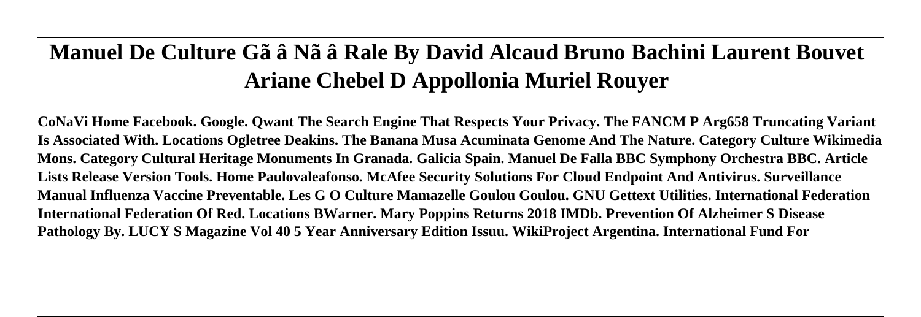# Manuel De Culture Gã â Nã â Rale By David Alcaud Bruno Bachini Laurent Bouvet Ariane Chebel D Appollonia Muriel Rouyer

**CoNaVi Home Facebook. Google. Qwant The Search Engine That Respects Your Privacy. The FANCM P Arg658 Truncating Variant Is Associated With. Locations Ogletree Deakins. The Banana Musa Acuminata Genome And The Nature. Category Culture Wikimedia Mons. Category Cultural Heritage Monuments In Granada. Galicia Spain. Manuel De Falla BBC Symphony Orchestra BBC. Article Lists Release Version Tools. Home Paulovaleafonso. McAfee Security Solutions For Cloud Endpoint And Antivirus. Surveillance Manual Influenza Vaccine Preventable. Les G O Culture Mamazelle Goulou Goulou. GNU Gettext Utilities. International Federation International Federation Of Red. Locations BWarner. Mary Poppins Returns 2018 IMDb. Prevention Of Alzheimer S Disease Pathology By. LUCY S Magazine Vol 40 5 Year Anniversary Edition Issuu. WikiProject Argentina. International Fund For**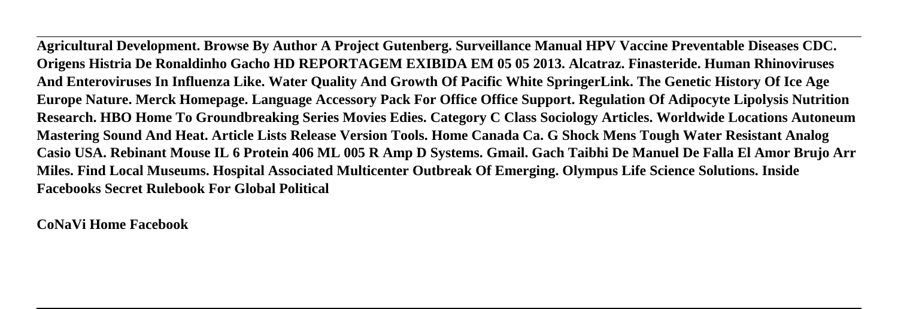**Agricultural Development. Browse By Author A Project Gutenberg. Surveillance Manual HPV Vaccine Preventable Diseases CDC. Origens Histria De Ronaldinho Gacho HD REPORTAGEM EXIBIDA EM 05 05 2013. Alcatraz. Finasteride. Human Rhinoviruses And Enteroviruses In Influenza Like. Water Quality And Growth Of Pacific White SpringerLink. The Genetic History Of Ice Age Europe Nature. Merck Homepage. Language Accessory Pack For Office Office Support. Regulation Of Adipocyte Lipolysis Nutrition Research. HBO Home To Groundbreaking Series Movies Edies. Category C Class Sociology Articles. Worldwide Locations Autoneum Mastering Sound And Heat. Article Lists Release Version Tools. Home Canada Ca. G Shock Mens Tough Water Resistant Analog Casio USA. Rebinant Mouse IL 6 Protein 406 ML 005 R Amp D Systems. Gmail. Gach Taibhi De Manuel De Falla El Amor Brujo Arr Miles. Find Local Museums. Hospital Associated Multicenter Outbreak Of Emerging. Olympus Life Science Solutions. Inside Facebooks Secret Rulebook For Global Political**

**CoNaVi Home Facebook**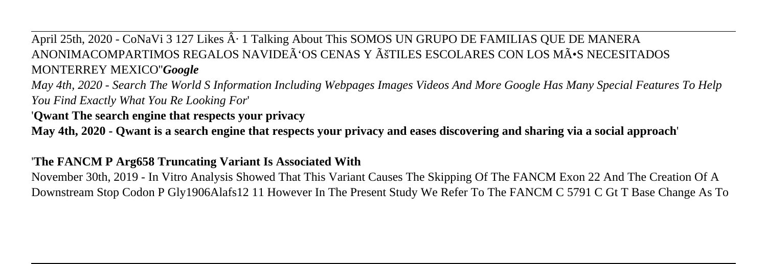April 25th, 2020 - CoNaVi 3 127 Likes Â· 1 Talking About This SOMOS UN GRUPO DE FAMILIAS QUE DE MANERA ANONIMACOMPARTIMOS REGALOS NAVIDEÃ'OS CENAS Y ÃšTILES ESCOLARES CON LOS MÃ•S NECESITADOS MONTERREY MEXICO''***Google***

*May 4th, 2020 - Search The World S Information Including Webpages Images Videos And More Google Has Many Special Features To Help You Find Exactly What You Re Looking For*'

'**Qwant The search engine that respects your privacy**

**May 4th, 2020 - Qwant is a search engine that respects your privacy and eases discovering and sharing via a social approach**'

'**The FANCM P Arg658 Truncating Variant Is Associated With**

November 30th, 2019 - In Vitro Analysis Showed That This Variant Causes The Skipping Of The FANCM Exon 22 And The Creation Of A Downstream Stop Codon P Gly1906Alafs12 11 However In The Present Study We Refer To The FANCM C 5791 C Gt T Base Change As To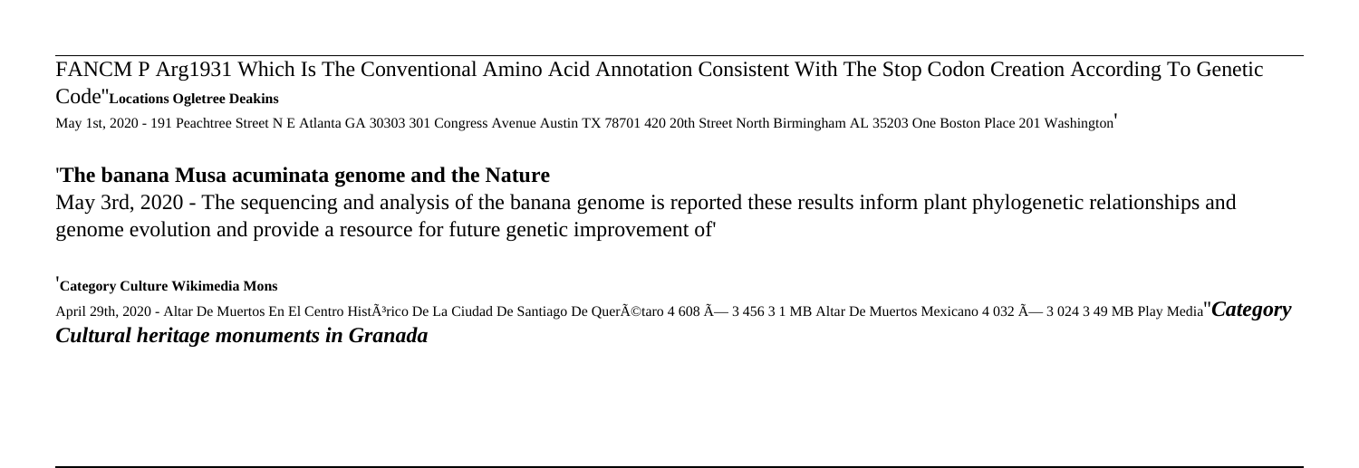FANCM P Arg1931 Which Is The Conventional Amino Acid Annotation Consistent With The Stop Codon Creation According To Genetic Code''**Locations Ogletree Deakins**

May 1st, 2020 - 191 Peachtree Street N E Atlanta GA 30303 301 Congress Avenue Austin TX 78701 420 20th Street North Birmingham AL 35203 One Boston Place 201 Washington'

## '**The banana Musa acuminata genome and the Nature**

May 3rd, 2020 - The sequencing and analysis of the banana genome is reported these results inform plant phylogenetic relationships and genome evolution and provide a resource for future genetic improvement of'

'**Category Culture Wikimedia Mons**

April 29th, 2020 - Altar De Muertos En El Centro HistÃ³rico De La Ciudad De Santiago De QuerÃ©taro 4 608 Ã— 3 456 3 1 MB Altar De Muertos Mexicano 4 032 Ã— 3 024 3 49 MB Play Media''***Category Cultural heritage monuments in Granada***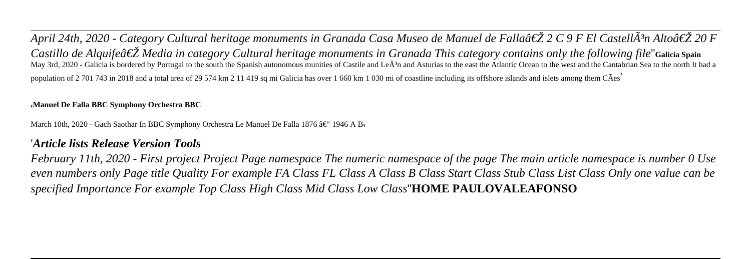*April 24th, 2020 - Category Cultural heritage monuments in Granada Casa Museo de Manuel de Fallaâ€Ž 2 C 9 F El CastellÃ³n Altoâ€Ž 20 F Castillo de Alquifeâ€Ž Media in category Cultural heritage monuments in Granada This category contains only the following file*''**Galicia Spain**
May 3rd, 2020 - Galicia is bordered by Portugal to the south the Spanish autonomous munities of Castile and LeÃ³n and Asturias to the east the Atlantic Ocean to the west and the Cantabrian Sea to the north It had a population of 2 701 743 in 2018 and a total area of 29 574 km 2 11 419 sq mi Galicia has over 1 660 km 1 030 mi of coastline including its offshore islands and islets among them CÃes'

'**Manuel De Falla BBC Symphony Orchestra BBC**

March 10th, 2020 - Gach Saothar In BBC Symphony Orchestra Le Manuel De Falla 1876 â€" 1946 A B'

'***Article lists Release Version Tools***

*February 11th, 2020 - First project Project Page namespace The numeric namespace of the page The main article namespace is number 0 Use even numbers only Page title Quality For example FA Class FL Class A Class B Class Start Class Stub Class List Class Only one value can be specified Importance For example Top Class High Class Mid Class Low Class*''**HOME PAULOVALEAFONSO**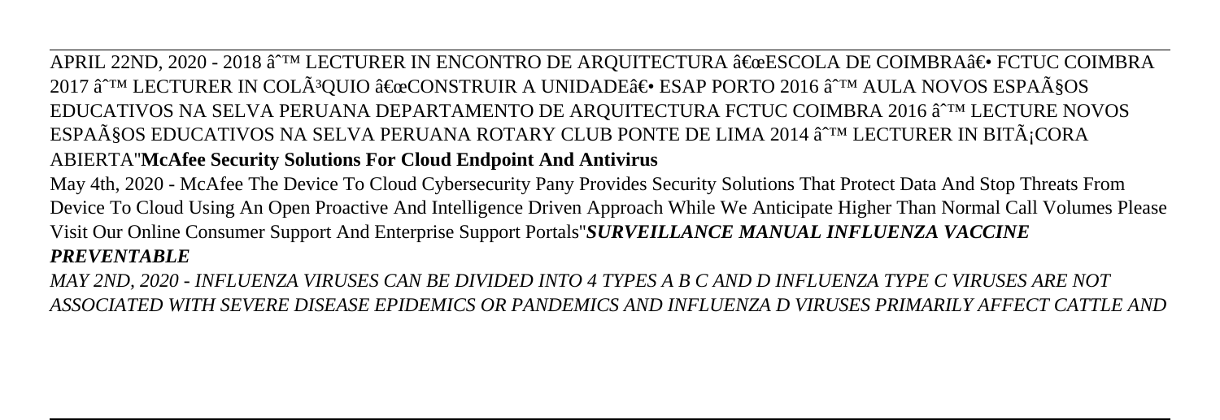APRIL 22ND, 2020 - 2018 âˆ™ LECTURER IN ENCONTRO DE ARQUITECTURA â€œESCOLA DE COIMBRAâ€• FCTUC COIMBRA 2017 âˆ™ LECTURER IN COLÃ³QUIO â€œCONSTRUIR A UNIDADEâ€• ESAP PORTO 2016 âˆ™ AULA NOVOS ESPAÃ§OS EDUCATIVOS NA SELVA PERUANA DEPARTAMENTO DE ARQUITECTURA FCTUC COIMBRA 2016 âˆ™ LECTURE NOVOS ESPAÃ§OS EDUCATIVOS NA SELVA PERUANA ROTARY CLUB PONTE DE LIMA 2014 âˆ™ LECTURER IN BITÃ¡CORA ABIERTA''**McAfee Security Solutions For Cloud Endpoint And Antivirus**

May 4th, 2020 - McAfee The Device To Cloud Cybersecurity Pany Provides Security Solutions That Protect Data And Stop Threats From Device To Cloud Using An Open Proactive And Intelligence Driven Approach While We Anticipate Higher Than Normal Call Volumes Please Visit Our Online Consumer Support And Enterprise Support Portals''***SURVEILLANCE MANUAL INFLUENZA VACCINE PREVENTABLE***

*MAY 2ND, 2020 - INFLUENZA VIRUSES CAN BE DIVIDED INTO 4 TYPES A B C AND D INFLUENZA TYPE C VIRUSES ARE NOT ASSOCIATED WITH SEVERE DISEASE EPIDEMICS OR PANDEMICS AND INFLUENZA D VIRUSES PRIMARILY AFFECT CATTLE AND*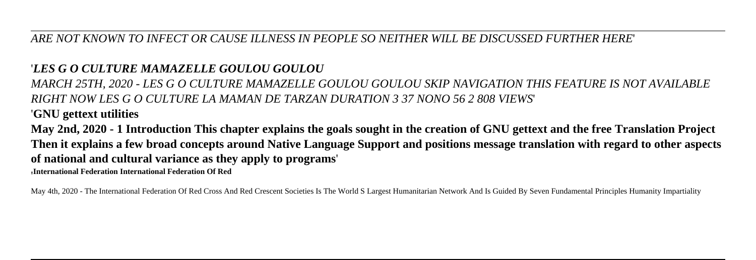*ARE NOT KNOWN TO INFECT OR CAUSE ILLNESS IN PEOPLE SO NEITHER WILL BE DISCUSSED FURTHER HERE*'

'*LES G O CULTURE MAMAZELLE GOULOU GOULOU*

*MARCH 25TH, 2020 - LES G O CULTURE MAMAZELLE GOULOU GOULOU SKIP NAVIGATION THIS FEATURE IS NOT AVAILABLE RIGHT NOW LES G O CULTURE LA MAMAN DE TARZAN DURATION 3 37 NONO 56 2 808 VIEWS*'

'**GNU gettext utilities**

**May 2nd, 2020 - 1 Introduction This chapter explains the goals sought in the creation of GNU gettext and the free Translation Project Then it explains a few broad concepts around Native Language Support and positions message translation with regard to other aspects of national and cultural variance as they apply to programs**'

'**International Federation International Federation Of Red**

May 4th, 2020 - The International Federation Of Red Cross And Red Crescent Societies Is The World S Largest Humanitarian Network And Is Guided By Seven Fundamental Principles Humanity Impartiality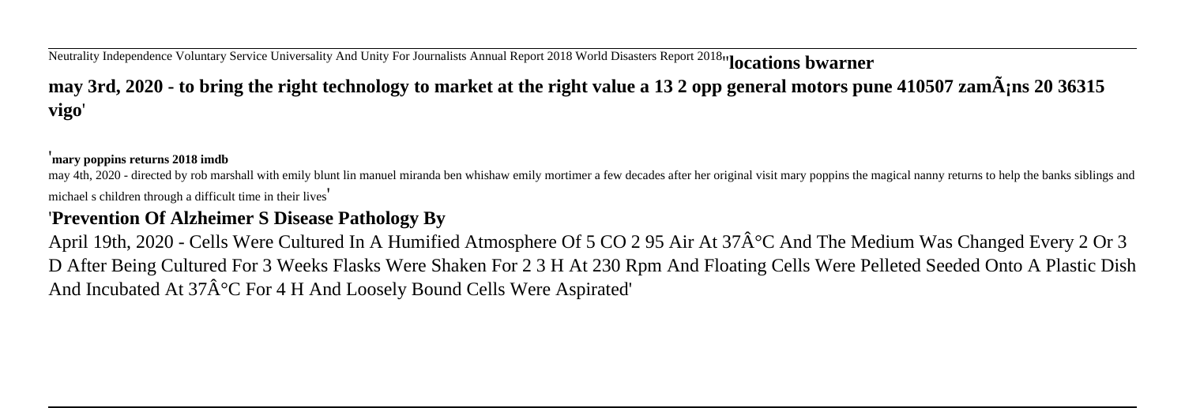Neutrality Independence Voluntary Service Universality And Unity For Journalists Annual Report 2018 World Disasters Report 2018''**locations bwarner**

**may 3rd, 2020 - to bring the right technology to market at the right value a 13 2 opp general motors pune 410507 zamÃ¡ns 20 36315 vigo**'

'**mary poppins returns 2018 imdb**

may 4th, 2020 - directed by rob marshall with emily blunt lin manuel miranda ben whishaw emily mortimer a few decades after her original visit mary poppins the magical nanny returns to help the banks siblings and michael s children through a difficult time in their lives'

'**Prevention Of Alzheimer S Disease Pathology By**

April 19th, 2020 - Cells Were Cultured In A Humified Atmosphere Of 5 CO 2 95 Air At 37Â°C And The Medium Was Changed Every 2 Or 3 D After Being Cultured For 3 Weeks Flasks Were Shaken For 2 3 H At 230 Rpm And Floating Cells Were Pelleted Seeded Onto A Plastic Dish And Incubated At 37Â°C For 4 H And Loosely Bound Cells Were Aspirated'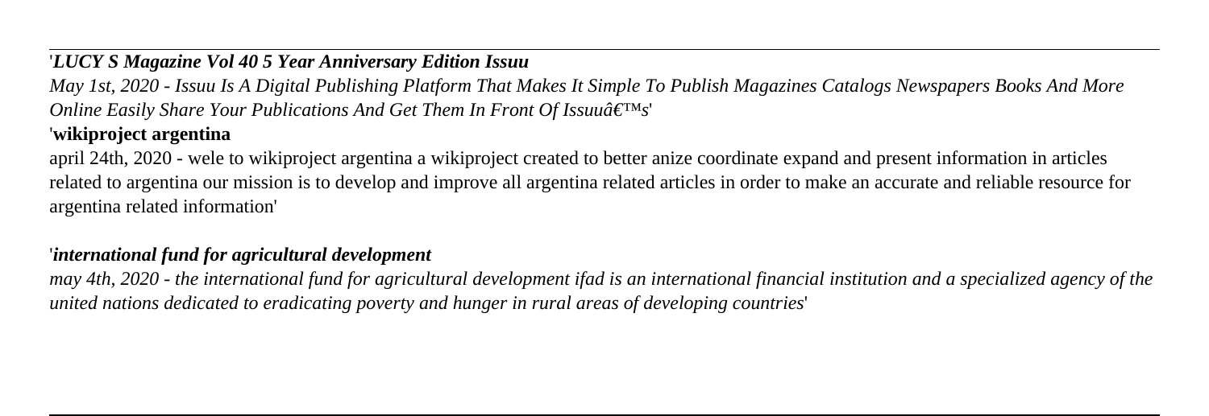'***LUCY S Magazine Vol 40 5 Year Anniversary Edition Issuu***

*May 1st, 2020 - Issuu Is A Digital Publishing Platform That Makes It Simple To Publish Magazines Catalogs Newspapers Books And More Online Easily Share Your Publications And Get Them In Front Of Issuuâ€™s*'

'**wikiproject argentina**

april 24th, 2020 - wele to wikiproject argentina a wikiproject created to better anize coordinate expand and present information in articles related to argentina our mission is to develop and improve all argentina related articles in order to make an accurate and reliable resource for argentina related information'

'***international fund for agricultural development***

*may 4th, 2020 - the international fund for agricultural development ifad is an international financial institution and a specialized agency of the united nations dedicated to eradicating poverty and hunger in rural areas of developing countries*'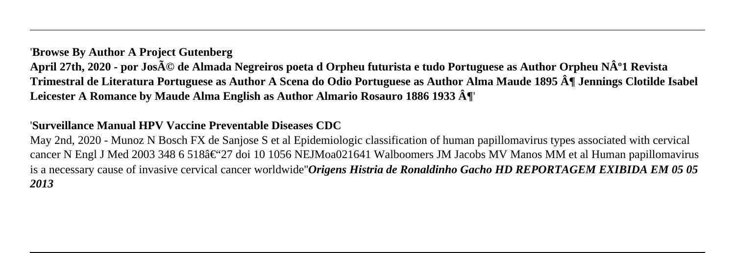'**Browse By Author A Project Gutenberg**
**April 27th, 2020 - por JosÃ© de Almada Negreiros poeta d Orpheu futurista e tudo Portuguese as Author Orpheu NÂº1 Revista Trimestral de Literatura Portuguese as Author A Scena do Odio Portuguese as Author Alma Maude 1895 Â¶ Jennings Clotilde Isabel Leicester A Romance by Maude Alma English as Author Almario Rosauro 1886 1933 Â¶**'

'**Surveillance Manual HPV Vaccine Preventable Diseases CDC**
May 2nd, 2020 - Munoz N Bosch FX de Sanjose S et al Epidemiologic classification of human papillomavirus types associated with cervical cancer N Engl J Med 2003 348 6 518â€"27 doi 10 1056 NEJMoa021641 Walboomers JM Jacobs MV Manos MM et al Human papillomavirus is a necessary cause of invasive cervical cancer worldwide''***Origens Histria de Ronaldinho Gacho HD REPORTAGEM EXIBIDA EM 05 05 2013***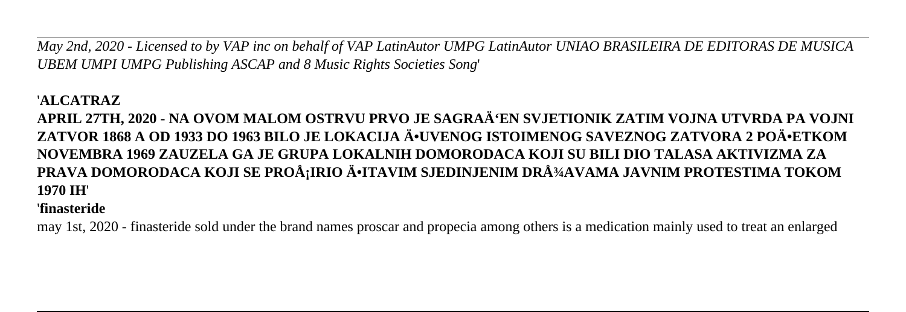*May 2nd, 2020 - Licensed to by VAP inc on behalf of VAP LatinAutor UMPG LatinAutor UNIAO BRASILEIRA DE EDITORAS DE MUSICA UBEM UMPI UMPG Publishing ASCAP and 8 Music Rights Societies Song*'

'**ALCATRAZ**

**APRIL 27TH, 2020 - NA OVOM MALOM OSTRVU PRVO JE SAGRAÄ'EN SVJETIONIK ZATIM VOJNA UTVRDA PA VOJNI ZATVOR 1868 A OD 1933 DO 1963 BILO JE LOKACIJA Ä•UVENOG ISTOIMENOG SAVEZNOG ZATVORA 2 POÄ•ETKOM NOVEMBRA 1969 ZAUZELA GA JE GRUPA LOKALNIH DOMORODACA KOJI SU BILI DIO TALASA AKTIVIZMA ZA PRAVA DOMORODACA KOJI SE PROÅ¡IRIO Ä•ITAVIM SJEDINJENIM DRÅ¾AVAMA JAVNIM PROTESTIMA TOKOM 1970 IH**'

'**finasteride**

may 1st, 2020 - finasteride sold under the brand names proscar and propecia among others is a medication mainly used to treat an enlarged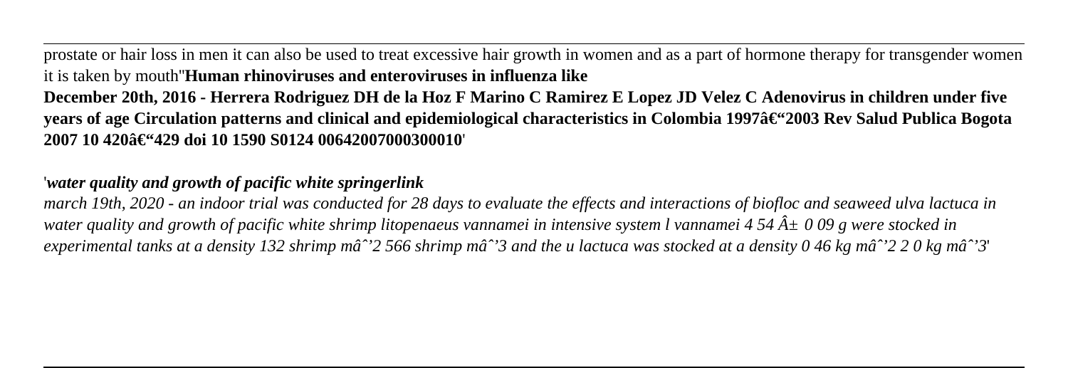prostate or hair loss in men it can also be used to treat excessive hair growth in women and as a part of hormone therapy for transgender women it is taken by mouth''**Human rhinoviruses and enteroviruses in influenza like**

**December 20th, 2016 - Herrera Rodriguez DH de la Hoz F Marino C Ramirez E Lopez JD Velez C Adenovirus in children under five years of age Circulation patterns and clinical and epidemiological characteristics in Colombia 1997â€"2003 Rev Salud Publica Bogota 2007 10 420â€"429 doi 10 1590 S0124 00642007000300010**'

'*water quality and growth of pacific white springerlink*

*march 19th, 2020 - an indoor trial was conducted for 28 days to evaluate the effects and interactions of biofloc and seaweed ulva lactuca in water quality and growth of pacific white shrimp litopenaeus vannamei in intensive system l vannamei 4 54 Â± 0 09 g were stocked in experimental tanks at a density 132 shrimp mâˆ'2 566 shrimp mâˆ'3 and the u lactuca was stocked at a density 0 46 kg mâˆ'2 2 0 kg mâˆ'3*'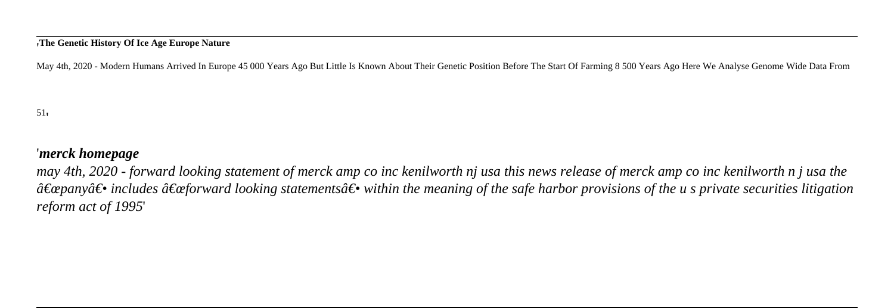'**The Genetic History Of Ice Age Europe Nature**

May 4th, 2020 - Modern Humans Arrived In Europe 45 000 Years Ago But Little Is Known About Their Genetic Position Before The Start Of Farming 8 500 Years Ago Here We Analyse Genome Wide Data From

51'

'***merck homepage***

*may 4th, 2020 - forward looking statement of merck amp co inc kenilworth nj usa this news release of merck amp co inc kenilworth n j usa the â€œpanyâ€• includes â€œforward looking statementsâ€• within the meaning of the safe harbor provisions of the u s private securities litigation reform act of 1995*'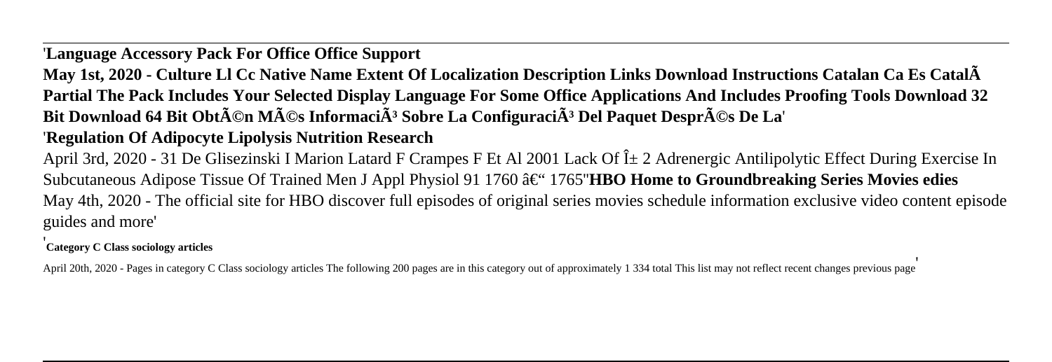'**Language Accessory Pack For Office Office Support**

**May 1st, 2020 - Culture Ll Cc Native Name Extent Of Localization Description Links Download Instructions Catalan Ca Es CatalÃ Partial The Pack Includes Your Selected Display Language For Some Office Applications And Includes Proofing Tools Download 32 Bit Download 64 Bit ObtÃ©n MÃ©s InformaciÃ³ Sobre La ConfiguraciÃ³ Del Paquet DesprÃ©s De La**'

'**Regulation Of Adipocyte Lipolysis Nutrition Research**

April 3rd, 2020 - 31 De Glisezinski I Marion Latard F Crampes F Et Al 2001 Lack Of Î± 2 Adrenergic Antilipolytic Effect During Exercise In Subcutaneous Adipose Tissue Of Trained Men J Appl Physiol 91 1760 â€“ 1765''**HBO Home to Groundbreaking Series Movies edies**

May 4th, 2020 - The official site for HBO discover full episodes of original series movies schedule information exclusive video content episode guides and more'

'**Category C Class sociology articles**

April 20th, 2020 - Pages in category C Class sociology articles The following 200 pages are in this category out of approximately 1 334 total This list may not reflect recent changes previous page'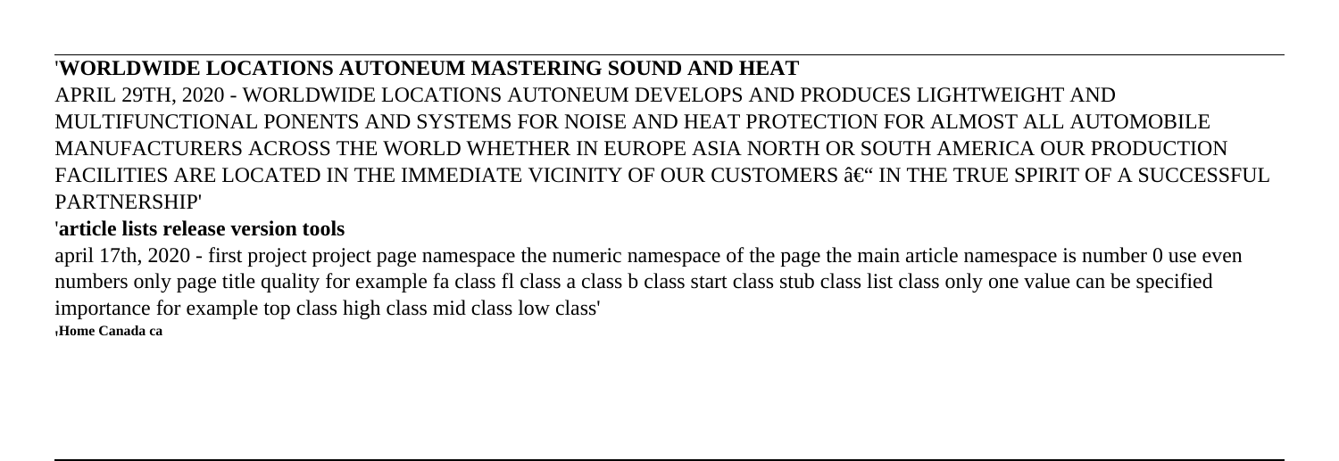'**WORLDWIDE LOCATIONS AUTONEUM MASTERING SOUND AND HEAT**

APRIL 29TH, 2020 - WORLDWIDE LOCATIONS AUTONEUM DEVELOPS AND PRODUCES LIGHTWEIGHT AND MULTIFUNCTIONAL PONENTS AND SYSTEMS FOR NOISE AND HEAT PROTECTION FOR ALMOST ALL AUTOMOBILE MANUFACTURERS ACROSS THE WORLD WHETHER IN EUROPE ASIA NORTH OR SOUTH AMERICA OUR PRODUCTION FACILITIES ARE LOCATED IN THE IMMEDIATE VICINITY OF OUR CUSTOMERS â€“ IN THE TRUE SPIRIT OF A SUCCESSFUL PARTNERSHIP'

'**article lists release version tools**

april 17th, 2020 - first project project page namespace the numeric namespace of the page the main article namespace is number 0 use even numbers only page title quality for example fa class fl class a class b class start class stub class list class only one value can be specified importance for example top class high class mid class low class'

'**Home Canada ca**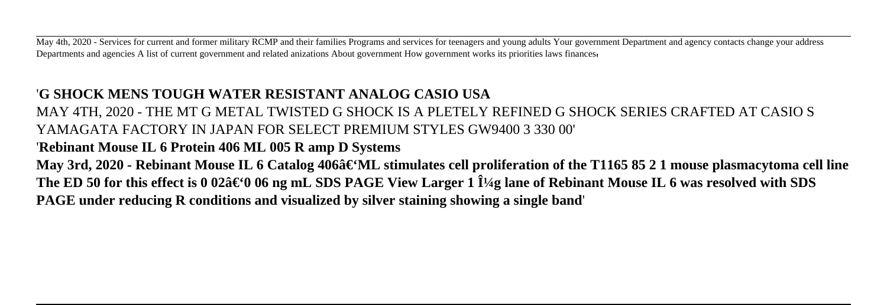May 4th, 2020 - Services for current and former military RCMP and their families Programs and services for teenagers and young adults Your government Department and agency contacts change your address Departments and agencies A list of current government and related anizations About government How government works its priorities laws finances'

'**G SHOCK MENS TOUGH WATER RESISTANT ANALOG CASIO USA**

MAY 4TH, 2020 - THE MT G METAL TWISTED G SHOCK IS A PLETELY REFINED G SHOCK SERIES CRAFTED AT CASIO S YAMAGATA FACTORY IN JAPAN FOR SELECT PREMIUM STYLES GW9400 3 330 00'

'**Rebinant Mouse IL 6 Protein 406 ML 005 R amp D Systems**

**May 3rd, 2020 - Rebinant Mouse IL 6 Catalog 406â€'ML stimulates cell proliferation of the T1165 85 2 1 mouse plasmacytoma cell line The ED 50 for this effect is 0 02â€'0 06 ng mL SDS PAGE View Larger 1 Î¼g lane of Rebinant Mouse IL 6 was resolved with SDS PAGE under reducing R conditions and visualized by silver staining showing a single band**'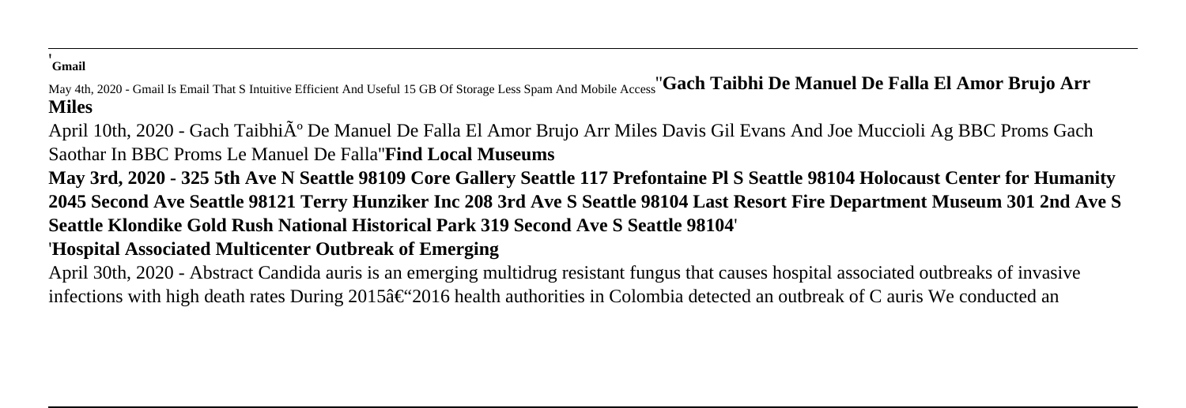'**Gmail**

May 4th, 2020 - Gmail Is Email That S Intuitive Efficient And Useful 15 GB Of Storage Less Spam And Mobile Access''**Gach Taibhi De Manuel De Falla El Amor Brujo Arr Miles**

April 10th, 2020 - Gach TaibhiÃº De Manuel De Falla El Amor Brujo Arr Miles Davis Gil Evans And Joe Muccioli Ag BBC Proms Gach Saothar In BBC Proms Le Manuel De Falla''**Find Local Museums**

**May 3rd, 2020 - 325 5th Ave N Seattle 98109 Core Gallery Seattle 117 Prefontaine Pl S Seattle 98104 Holocaust Center for Humanity 2045 Second Ave Seattle 98121 Terry Hunziker Inc 208 3rd Ave S Seattle 98104 Last Resort Fire Department Museum 301 2nd Ave S Seattle Klondike Gold Rush National Historical Park 319 Second Ave S Seattle 98104**'

'**Hospital Associated Multicenter Outbreak of Emerging**

April 30th, 2020 - Abstract Candida auris is an emerging multidrug resistant fungus that causes hospital associated outbreaks of invasive infections with high death rates During 2015â€"2016 health authorities in Colombia detected an outbreak of C auris We conducted an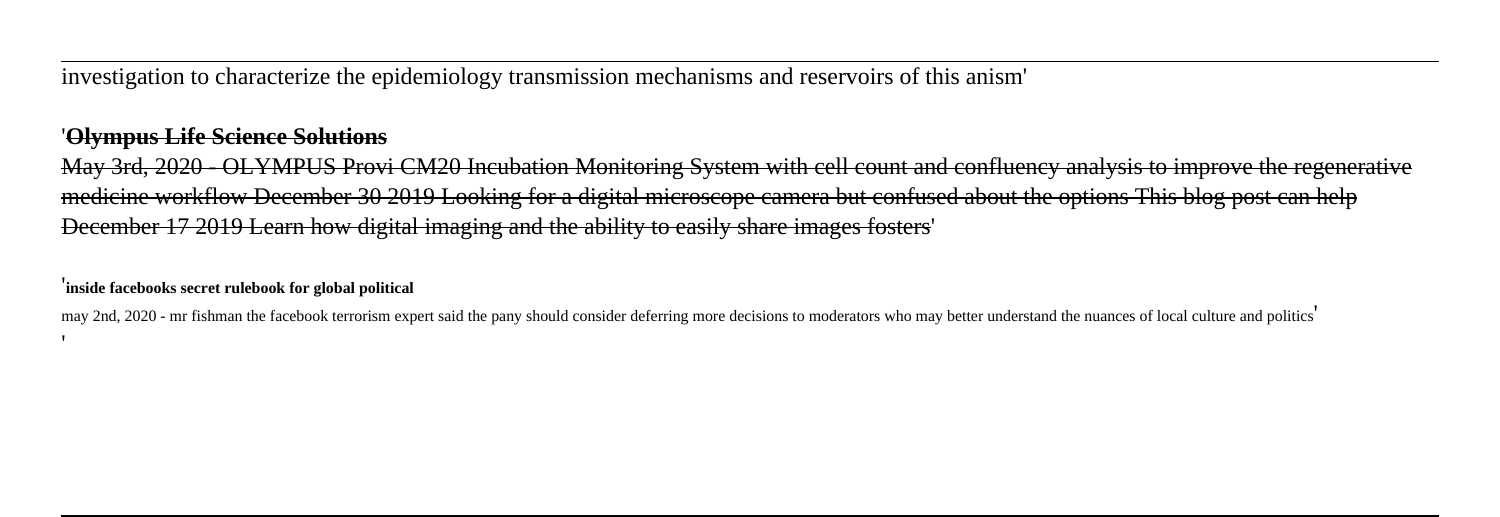investigation to characterize the epidemiology transmission mechanisms and reservoirs of this anism'

'**Olympus Life Science Solutions**

May 3rd, 2020 - OLYMPUS Provi CM20 Incubation Monitoring System with cell count and confluency analysis to improve the regenerative medicine workflow December 30 2019 Looking for a digital microscope camera but confused about the options This blog post can help December 17 2019 Learn how digital imaging and the ability to easily share images fosters'

'**inside facebooks secret rulebook for global political**

may 2nd, 2020 - mr fishman the facebook terrorism expert said the pany should consider deferring more decisions to moderators who may better understand the nuances of local culture and politics'

'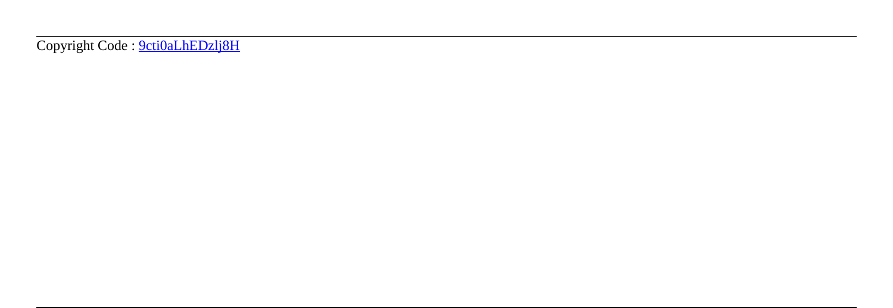Copyright Code : [9cti0aLhEDzlj8H]